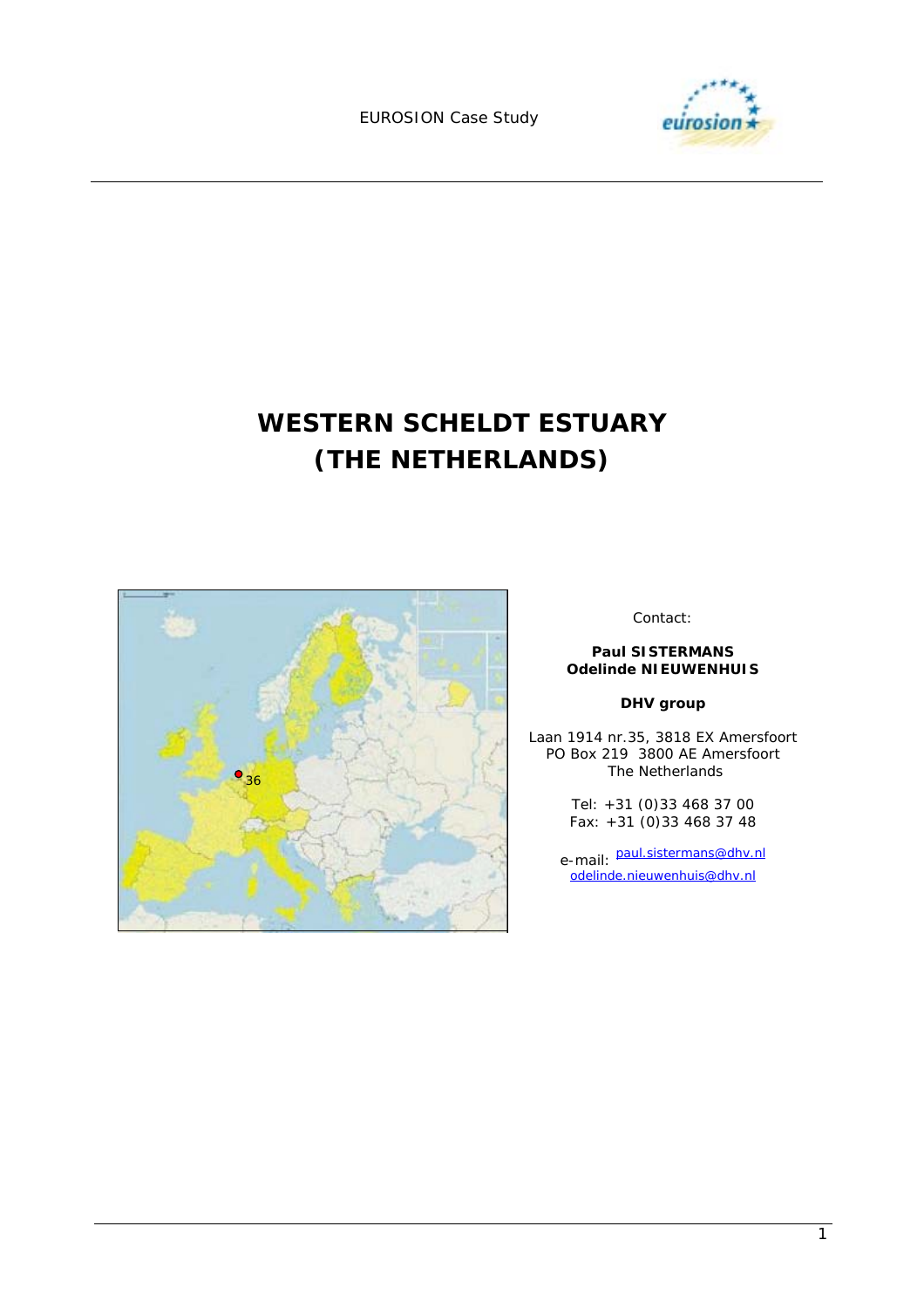EUROSION Case Study

# WESTERN SCHELDT ESTUARY (THE NETHERLANDS)

Contact:

**Paul SISTERMANS**
**Odelinde NIEUWENHUIS**

**DHV group**

Laan 1914 nr.35, 3818 EX Amersfoort
PO Box 219 3800 AE Amersfoort
The Netherlands

Tel: +31 (0)33 468 37 00
Fax: +31 (0)33 468 37 48

e-mail: paul.sistermans@dhv.nl
odelinde.nieuwenhuis@dhv.nl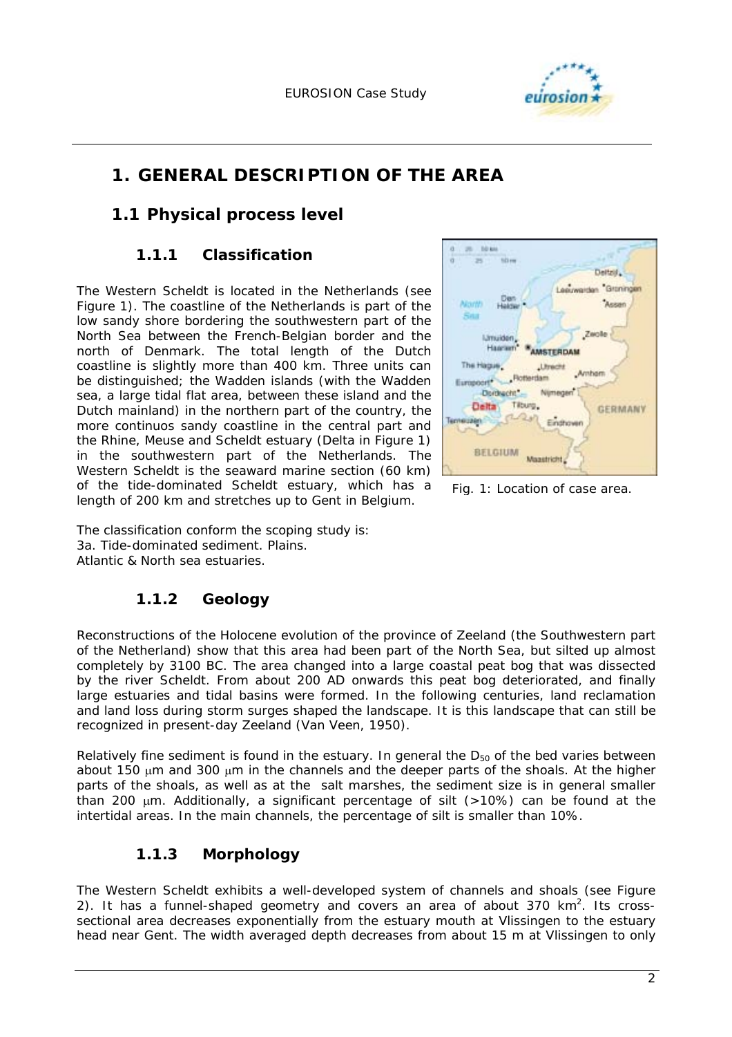# 1. GENERAL DESCRIPTION OF THE AREA

## 1.1 Physical process level

### 1.1.1 Classification

The Western Scheldt is located in the Netherlands (see Figure 1). The coastline of the Netherlands is part of the low sandy shore bordering the southwestern part of the North Sea between the French-Belgian border and the north of Denmark. The total length of the Dutch coastline is slightly more than 400 km. Three units can be distinguished; the Wadden islands (with the Wadden sea, a large tidal flat area, between these island and the Dutch mainland) in the northern part of the country, the more continuos sandy coastline in the central part and the Rhine, Meuse and Scheldt estuary (Delta in Figure 1) in the southwestern part of the Netherlands. The Western Scheldt is the seaward marine section (60 km) of the tide-dominated Scheldt estuary, which has a length of 200 km and stretches up to Gent in Belgium.

Fig. 1: Location of case area.

The classification conform the scoping study is:
3a. Tide-dominated sediment. Plains.
Atlantic & North sea estuaries.

### 1.1.2 Geology

Reconstructions of the Holocene evolution of the province of Zeeland (the Southwestern part of the Netherland) show that this area had been part of the North Sea, but silted up almost completely by 3100 BC. The area changed into a large coastal peat bog that was dissected by the river Scheldt. From about 200 AD onwards this peat bog deteriorated, and finally large estuaries and tidal basins were formed. In the following centuries, land reclamation and land loss during storm surges shaped the landscape. It is this landscape that can still be recognized in present-day Zeeland (Van Veen, 1950).

Relatively fine sediment is found in the estuary. In general the $D_{50}$ of the bed varies between about 150 μm and 300 μm in the channels and the deeper parts of the shoals. At the higher parts of the shoals, as well as at the salt marshes, the sediment size is in general smaller than 200 μm. Additionally, a significant percentage of silt (>10%) can be found at the intertidal areas. In the main channels, the percentage of silt is smaller than 10%.

### 1.1.3 Morphology

The Western Scheldt exhibits a well-developed system of channels and shoals (see Figure 2). It has a funnel-shaped geometry and covers an area of about 370 $km^2$. Its cross-sectional area decreases exponentially from the estuary mouth at Vlissingen to the estuary head near Gent. The width averaged depth decreases from about 15 m at Vlissingen to only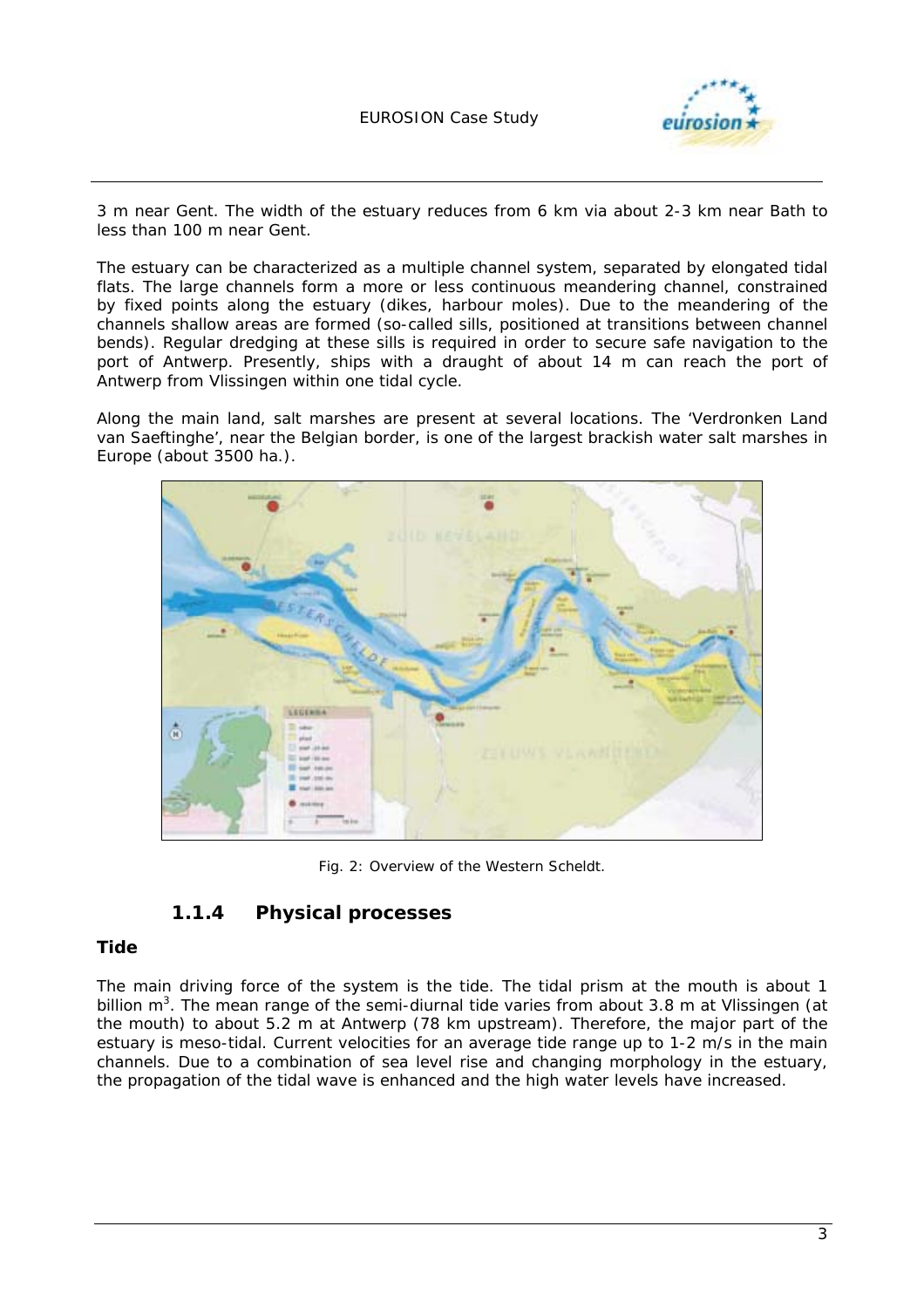3 m near Gent. The width of the estuary reduces from 6 km via about 2-3 km near Bath to less than 100 m near Gent.

The estuary can be characterized as a multiple channel system, separated by elongated tidal flats. The large channels form a more or less continuous meandering channel, constrained by fixed points along the estuary (dikes, harbour moles). Due to the meandering of the channels shallow areas are formed (so-called sills, positioned at transitions between channel bends). Regular dredging at these sills is required in order to secure safe navigation to the port of Antwerp. Presently, ships with a draught of about 14 m can reach the port of Antwerp from Vlissingen within one tidal cycle.

Along the main land, salt marshes are present at several locations. The 'Verdronken Land van Saeftinghe', near the Belgian border, is one of the largest brackish water salt marshes in Europe (about 3500 ha.).

*Fig. 2: Overview of the Western Scheldt.*

### 1.1.4 Physical processes

**Tide**

The main driving force of the system is the tide. The tidal prism at the mouth is about 1 billion $m^3$. The mean range of the semi-diurnal tide varies from about 3.8 m at Vlissingen (at the mouth) to about 5.2 m at Antwerp (78 km upstream). Therefore, the major part of the estuary is meso-tidal. Current velocities for an average tide range up to 1-2 m/s in the main channels. Due to a combination of sea level rise and changing morphology in the estuary, the propagation of the tidal wave is enhanced and the high water levels have increased.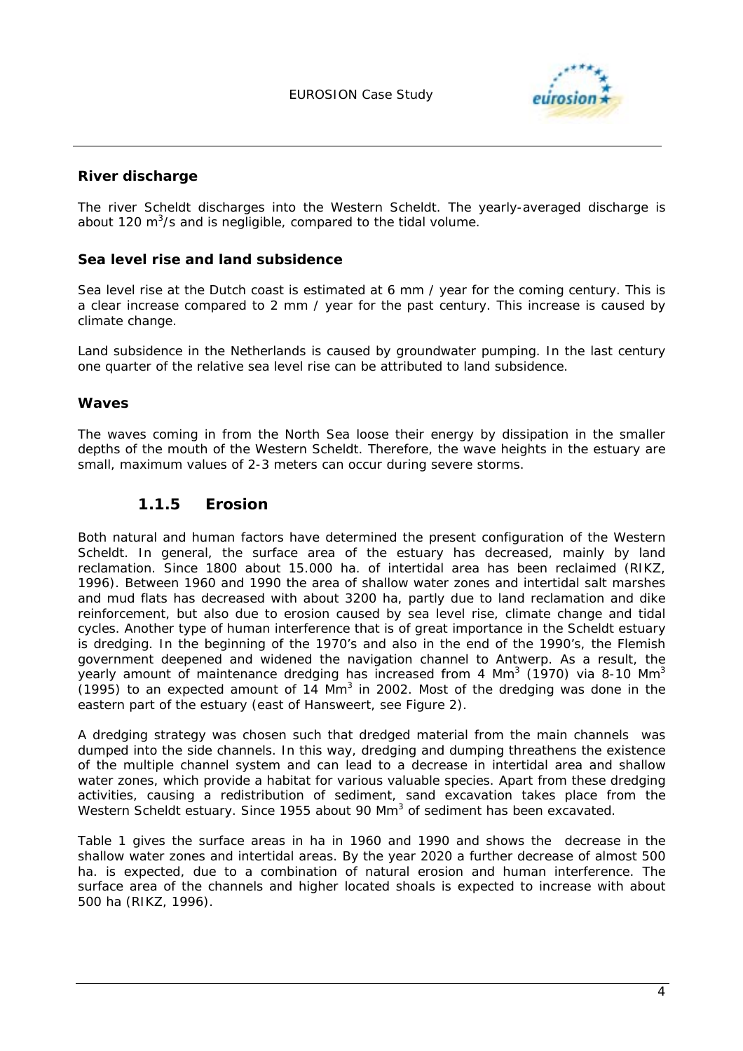### River discharge

The river Scheldt discharges into the Western Scheldt. The yearly-averaged discharge is about 120 $m^3$/s and is negligible, compared to the tidal volume.

### Sea level rise and land subsidence

Sea level rise at the Dutch coast is estimated at 6 mm / year for the coming century. This is a clear increase compared to 2 mm / year for the past century. This increase is caused by climate change.

Land subsidence in the Netherlands is caused by groundwater pumping. In the last century one quarter of the relative sea level rise can be attributed to land subsidence.

### Waves

The waves coming in from the North Sea loose their energy by dissipation in the smaller depths of the mouth of the Western Scheldt. Therefore, the wave heights in the estuary are small, maximum values of 2-3 meters can occur during severe storms.

## 1.1.5 Erosion

Both natural and human factors have determined the present configuration of the Western Scheldt. In general, the surface area of the estuary has decreased, mainly by land reclamation. Since 1800 about 15.000 ha. of intertidal area has been reclaimed (RIKZ, 1996). Between 1960 and 1990 the area of shallow water zones and intertidal salt marshes and mud flats has decreased with about 3200 ha, partly due to land reclamation and dike reinforcement, but also due to erosion caused by sea level rise, climate change and tidal cycles. Another type of human interference that is of great importance in the Scheldt estuary is dredging. In the beginning of the 1970's and also in the end of the 1990's, the Flemish government deepened and widened the navigation channel to Antwerp. As a result, the yearly amount of maintenance dredging has increased from 4 $Mm^3$ (1970) via 8-10 $Mm^3$ (1995) to an expected amount of 14 $Mm^3$ in 2002. Most of the dredging was done in the eastern part of the estuary (east of Hansweert, see Figure 2).

A dredging strategy was chosen such that dredged material from the main channels was dumped into the side channels. In this way, dredging and dumping threathens the existence of the multiple channel system and can lead to a decrease in intertidal area and shallow water zones, which provide a habitat for various valuable species. Apart from these dredging activities, causing a redistribution of sediment, sand excavation takes place from the Western Scheldt estuary. Since 1955 about 90 $Mm^3$ of sediment has been excavated.

Table 1 gives the surface areas in ha in 1960 and 1990 and shows the decrease in the shallow water zones and intertidal areas. By the year 2020 a further decrease of almost 500 ha. is expected, due to a combination of natural erosion and human interference. The surface area of the channels and higher located shoals is expected to increase with about 500 ha (RIKZ, 1996).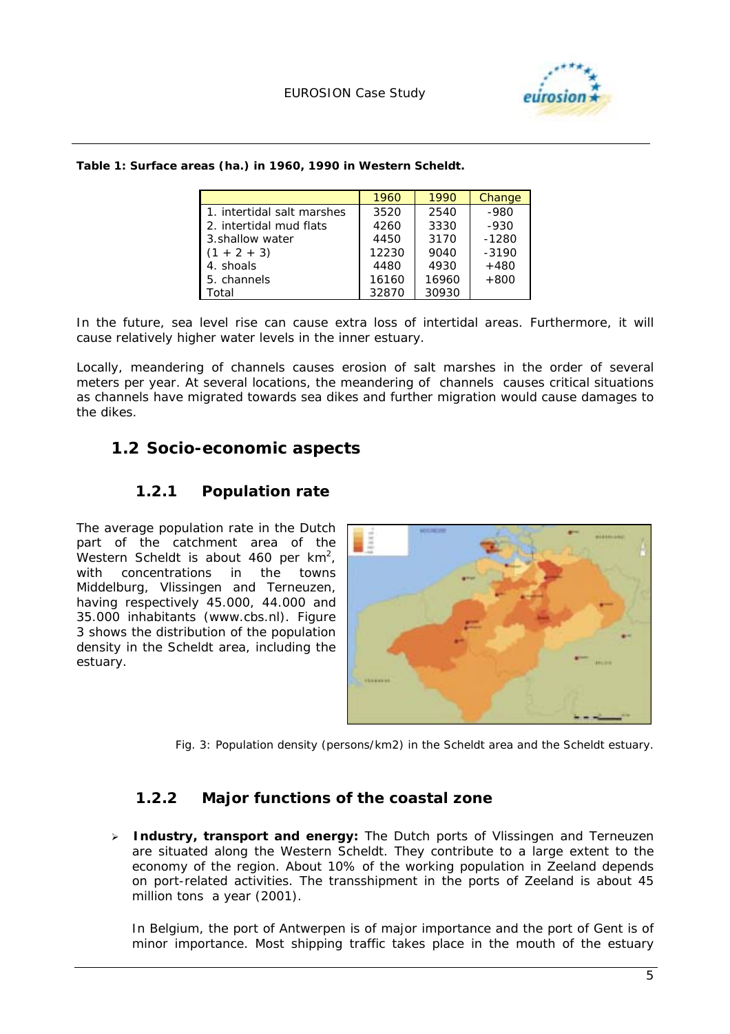**Table 1: Surface areas (ha.) in 1960, 1990 in Western Scheldt.**

| | 1960 | 1990 | Change |
|---|---|---|---|
| 1. intertidal salt marshes | 3520 | 2540 | -980 |
| 2. intertidal mud flats | 4260 | 3330 | -930 |
| 3.shallow water | 4450 | 3170 | -1280 |
| (1 + 2 + 3) | 12230 | 9040 | -3190 |
| 4. shoals | 4480 | 4930 | +480 |
| 5. channels | 16160 | 16960 | +800 |
| Total | 32870 | 30930 | |

In the future, sea level rise can cause extra loss of intertidal areas. Furthermore, it will cause relatively higher water levels in the inner estuary.

Locally, meandering of channels causes erosion of salt marshes in the order of several meters per year. At several locations, the meandering of channels causes critical situations as channels have migrated towards sea dikes and further migration would cause damages to the dikes.

## 1.2 Socio-economic aspects

### 1.2.1 Population rate

The average population rate in the Dutch part of the catchment area of the Western Scheldt is about 460 per km$^2$, with concentrations in the towns Middelburg, Vlissingen and Terneuzen, having respectively 45.000, 44.000 and 35.000 inhabitants (www.cbs.nl). Figure 3 shows the distribution of the population density in the Scheldt area, including the estuary.

Fig. 3: Population density (persons/km2) in the Scheldt area and the Scheldt estuary.

### 1.2.2 Major functions of the coastal zone

- **Industry, transport and energy:** The Dutch ports of Vlissingen and Terneuzen are situated along the Western Scheldt. They contribute to a large extent to the economy of the region. About 10% of the working population in Zeeland depends on port-related activities. The transshipment in the ports of Zeeland is about 45 million tons a year (2001).

  In Belgium, the port of Antwerpen is of major importance and the port of Gent is of minor importance. Most shipping traffic takes place in the mouth of the estuary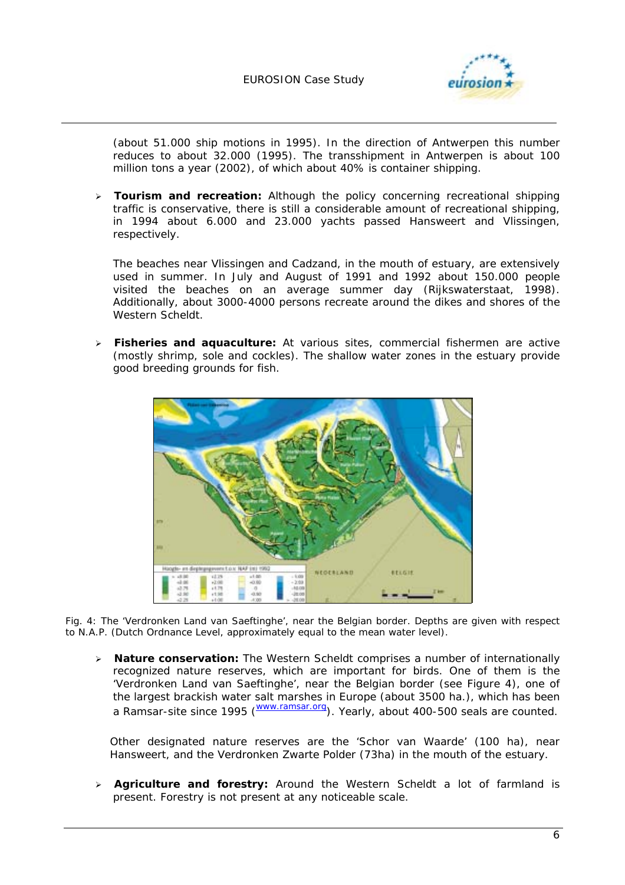(about 51.000 ship motions in 1995). In the direction of Antwerpen this number reduces to about 32.000 (1995). The transshipment in Antwerpen is about 100 million tons a year (2002), of which about 40% is container shipping.

- **Tourism and recreation:** Although the policy concerning recreational shipping traffic is conservative, there is still a considerable amount of recreational shipping, in 1994 about 6.000 and 23.000 yachts passed Hansweert and Vlissingen, respectively.

  The beaches near Vlissingen and Cadzand, in the mouth of estuary, are extensively used in summer. In July and August of 1991 and 1992 about 150.000 people visited the beaches on an average summer day (Rijkswaterstaat, 1998). Additionally, about 3000-4000 persons recreate around the dikes and shores of the Western Scheldt.

- **Fisheries and aquaculture:** At various sites, commercial fishermen are active (mostly shrimp, sole and cockles). The shallow water zones in the estuary provide good breeding grounds for fish.

*Fig. 4: The 'Verdronken Land van Saeftinghe', near the Belgian border. Depths are given with respect to N.A.P. (Dutch Ordnance Level, approximately equal to the mean water level).*

- **Nature conservation:** The Western Scheldt comprises a number of internationally recognized nature reserves, which are important for birds. One of them is the 'Verdronken Land van Saeftinghe', near the Belgian border (see Figure 4), one of the largest brackish water salt marshes in Europe (about 3500 ha.), which has been a Ramsar-site since 1995 (www.ramsar.org). Yearly, about 400-500 seals are counted.

  Other designated nature reserves are the 'Schor van Waarde' (100 ha), near Hansweert, and the Verdronken Zwarte Polder (73ha) in the mouth of the estuary.

- **Agriculture and forestry:** Around the Western Scheldt a lot of farmland is present. Forestry is not present at any noticeable scale.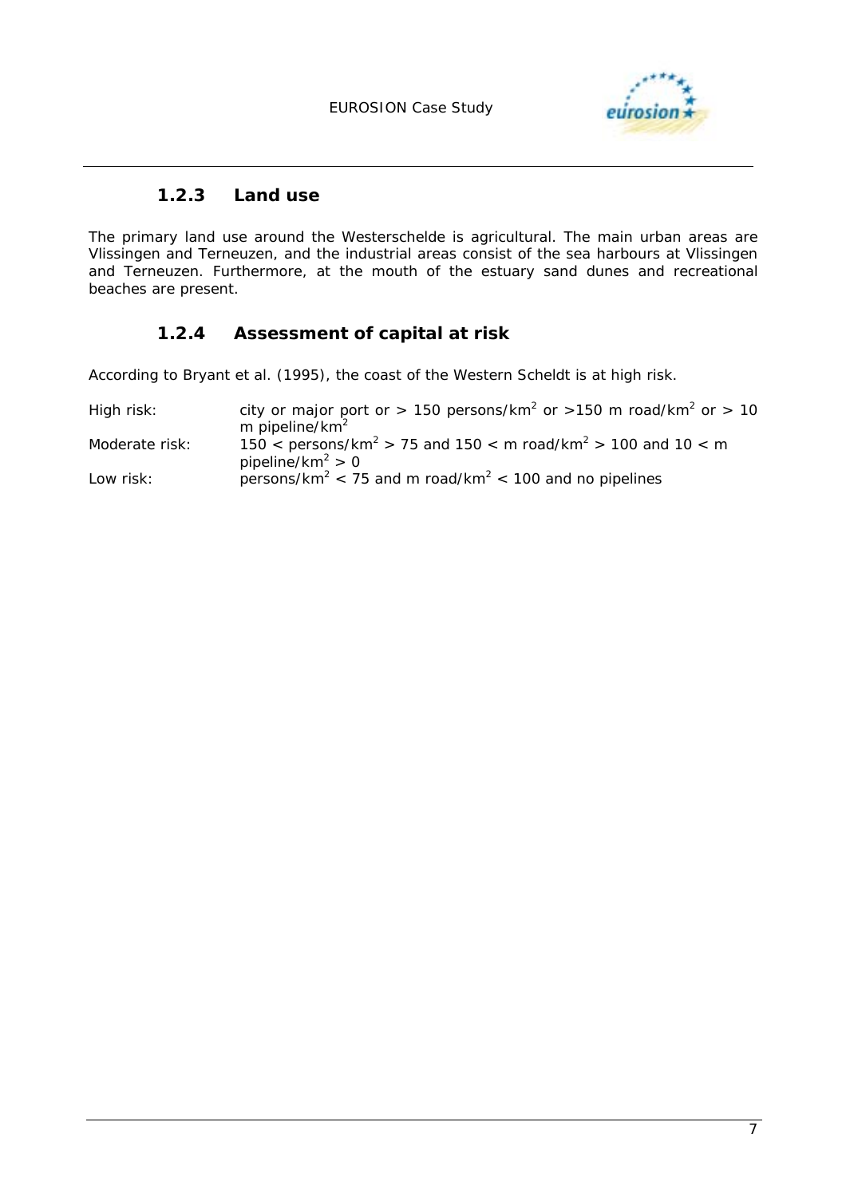### 1.2.3 Land use

The primary land use around the Westerschelde is agricultural. The main urban areas are Vlissingen and Terneuzen, and the industrial areas consist of the sea harbours at Vlissingen and Terneuzen. Furthermore, at the mouth of the estuary sand dunes and recreational beaches are present.

### 1.2.4 Assessment of capital at risk

According to Bryant et al. (1995), the coast of the Western Scheldt is at high risk.

| | |
|---|---|
| High risk: | city or major port or > 150 persons/km$^2$ or >150 m road/km$^2$ or > 10 m pipeline/km$^2$ |
| Moderate risk: | 150 < persons/km$^2$ > 75 and 150 < m road/km$^2$ > 100 and 10 < m pipeline/km$^2$ > 0 |
| Low risk: | persons/km$^2$ < 75 and m road/km$^2$ < 100 and no pipelines |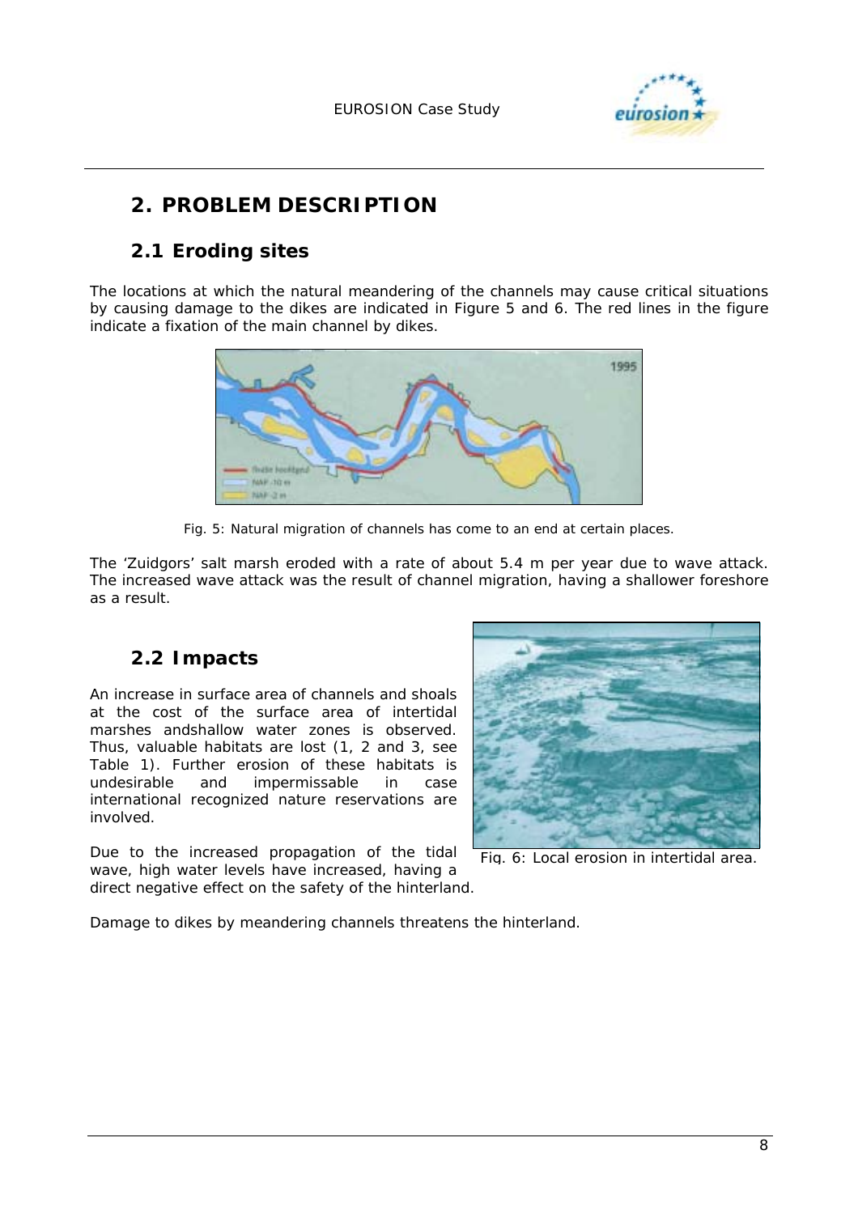## 2. PROBLEM DESCRIPTION

### 2.1 Eroding sites

The locations at which the natural meandering of the channels may cause critical situations by causing damage to the dikes are indicated in Figure 5 and 6. The red lines in the figure indicate a fixation of the main channel by dikes.

Fig. 5: Natural migration of channels has come to an end at certain places.

The 'Zuidgors' salt marsh eroded with a rate of about 5.4 m per year due to wave attack. The increased wave attack was the result of channel migration, having a shallower foreshore as a result.

### 2.2 Impacts

An increase in surface area of channels and shoals at the cost of the surface area of intertidal marshes andshallow water zones is observed. Thus, valuable habitats are lost (1, 2 and 3, see Table 1). Further erosion of these habitats is undesirable and impermissable in case international recognized nature reservations are involved.

Due to the increased propagation of the tidal wave, high water levels have increased, having a direct negative effect on the safety of the hinterland.

Fig. 6: Local erosion in intertidal area.

Damage to dikes by meandering channels threatens the hinterland.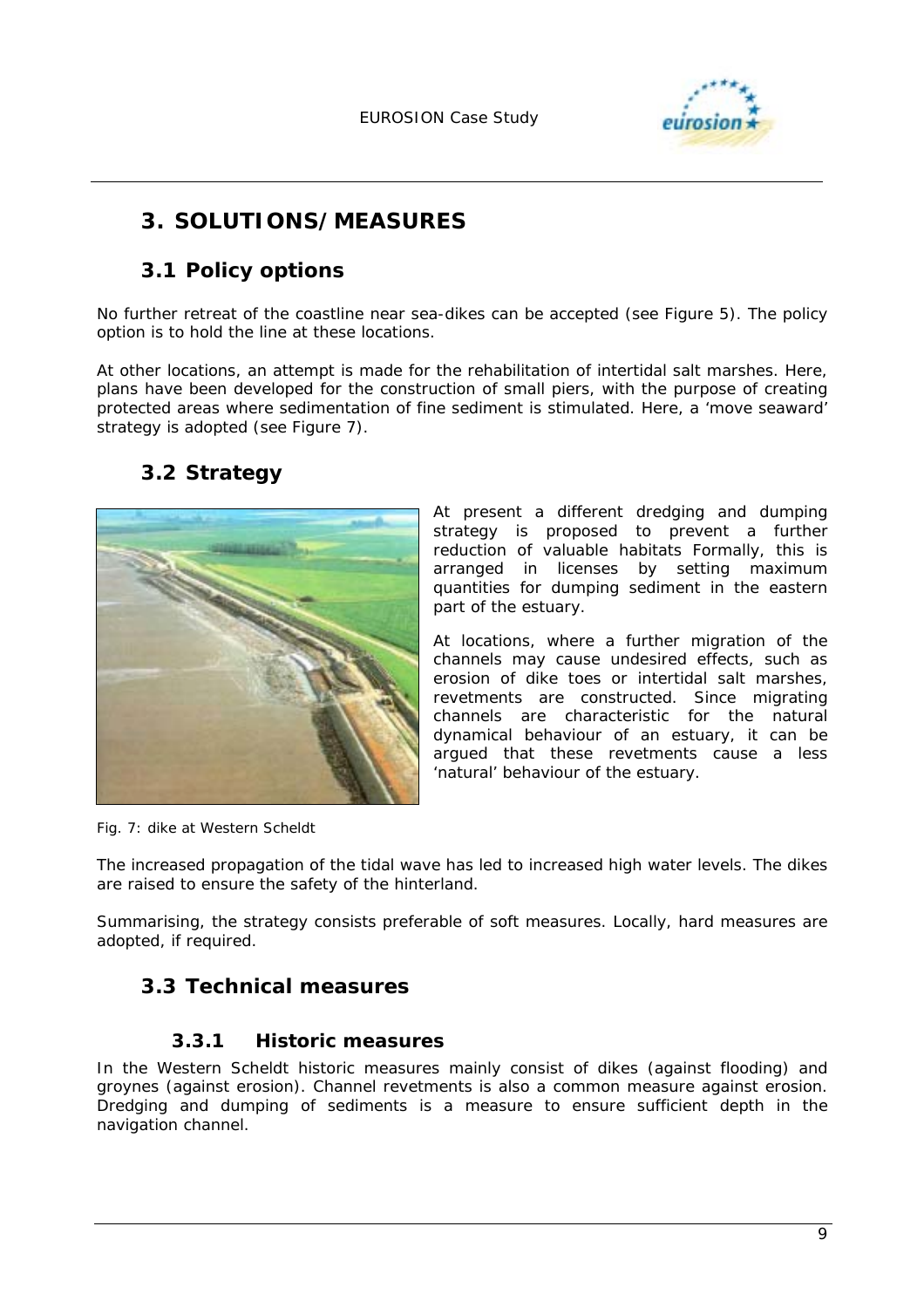# 3. SOLUTIONS/MEASURES

## 3.1 Policy options

No further retreat of the coastline near sea-dikes can be accepted (see Figure 5). The policy option is to hold the line at these locations.

At other locations, an attempt is made for the rehabilitation of intertidal salt marshes. Here, plans have been developed for the construction of small piers, with the purpose of creating protected areas where sedimentation of fine sediment is stimulated. Here, a 'move seaward' strategy is adopted (see Figure 7).

## 3.2 Strategy

At present a different dredging and dumping strategy is proposed to prevent a further reduction of valuable habitats Formally, this is arranged in licenses by setting maximum quantities for dumping sediment in the eastern part of the estuary.

At locations, where a further migration of the channels may cause undesired effects, such as erosion of dike toes or intertidal salt marshes, revetments are constructed. Since migrating channels are characteristic for the natural dynamical behaviour of an estuary, it can be argued that these revetments cause a less 'natural' behaviour of the estuary.

Fig. 7: dike at Western Scheldt

The increased propagation of the tidal wave has led to increased high water levels. The dikes are raised to ensure the safety of the hinterland.

Summarising, the strategy consists preferable of soft measures. Locally, hard measures are adopted, if required.

## 3.3 Technical measures

### 3.3.1 Historic measures

In the Western Scheldt historic measures mainly consist of dikes (against flooding) and groynes (against erosion). Channel revetments is also a common measure against erosion. Dredging and dumping of sediments is a measure to ensure sufficient depth in the navigation channel.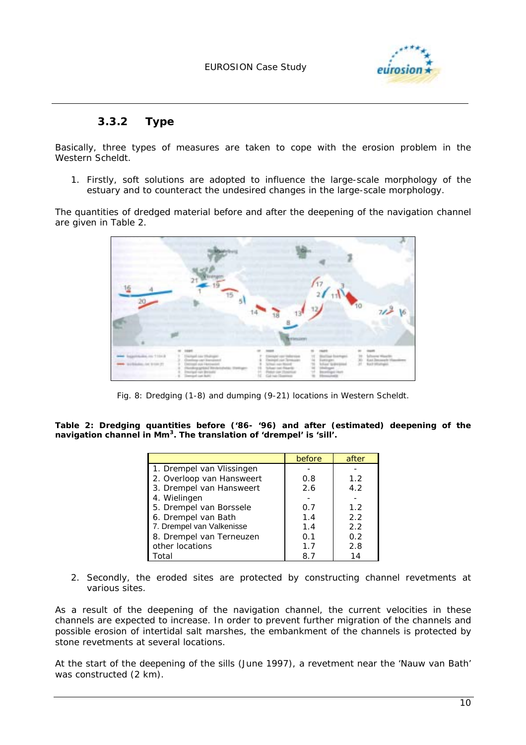### 3.3.2 Type

Basically, three types of measures are taken to cope with the erosion problem in the Western Scheldt.

1. Firstly, soft solutions are adopted to influence the large-scale morphology of the estuary and to counteract the undesired changes in the large-scale morphology.

The quantities of dredged material before and after the deepening of the navigation channel are given in Table 2.

Fig. 8: Dredging (1-8) and dumping (9-21) locations in Western Scheldt.

**Table 2: Dredging quantities before ('86- '96) and after (estimated) deepening of the navigation channel in Mm$^3$. The translation of 'drempel' is 'sill'.**

| | before | after |
|---|---|---|
| 1. Drempel van Vlissingen | - | - |
| 2. Overloop van Hansweert | 0.8 | 1.2 |
| 3. Drempel van Hansweert | 2.6 | 4.2 |
| 4. Wielingen | - | - |
| 5. Drempel van Borssele | 0.7 | 1.2 |
| 6. Drempel van Bath | 1.4 | 2.2 |
| 7. Drempel van Valkenisse | 1.4 | 2.2 |
| 8. Drempel van Terneuzen | 0.1 | 0.2 |
| other locations | 1.7 | 2.8 |
| Total | 8.7 | 14 |

2. Secondly, the eroded sites are protected by constructing channel revetments at various sites.

As a result of the deepening of the navigation channel, the current velocities in these channels are expected to increase. In order to prevent further migration of the channels and possible erosion of intertidal salt marshes, the embankment of the channels is protected by stone revetments at several locations.

At the start of the deepening of the sills (June 1997), a revetment near the 'Nauw van Bath' was constructed (2 km).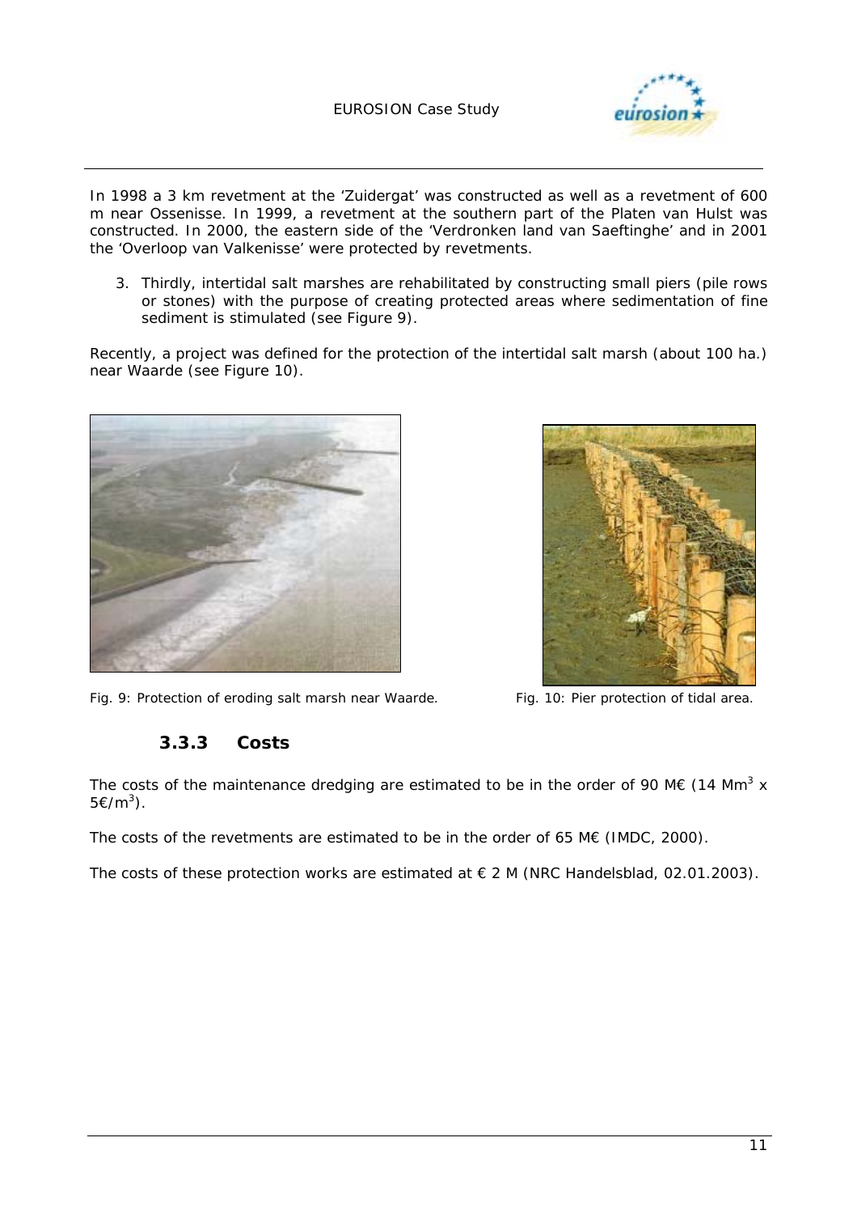In 1998 a 3 km revetment at the 'Zuidergat' was constructed as well as a revetment of 600 m near Ossenisse. In 1999, a revetment at the southern part of the Platen van Hulst was constructed. In 2000, the eastern side of the 'Verdronken land van Saeftinghe' and in 2001 the 'Overloop van Valkenisse' were protected by revetments.

3. Thirdly, intertidal salt marshes are rehabilitated by constructing small piers (pile rows or stones) with the purpose of creating protected areas where sedimentation of fine sediment is stimulated (see Figure 9).

Recently, a project was defined for the protection of the intertidal salt marsh (about 100 ha.) near Waarde (see Figure 10).

Fig. 9: Protection of eroding salt marsh near Waarde.

Fig. 10: Pier protection of tidal area.

### 3.3.3 Costs

The costs of the maintenance dredging are estimated to be in the order of 90 M€ (14 $Mm^3$ x 5€/$m^3$).

The costs of the revetments are estimated to be in the order of 65 M€ (IMDC, 2000).

The costs of these protection works are estimated at € 2 M (NRC Handelsblad, 02.01.2003).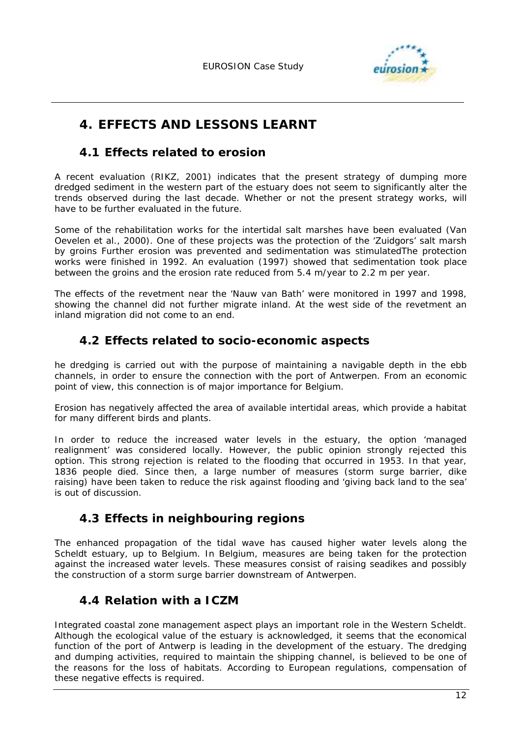# 4. EFFECTS AND LESSONS LEARNT

## 4.1 Effects related to erosion

A recent evaluation (RIKZ, 2001) indicates that the present strategy of dumping more dredged sediment in the western part of the estuary does not seem to significantly alter the trends observed during the last decade. Whether or not the present strategy works, will have to be further evaluated in the future.

Some of the rehabilitation works for the intertidal salt marshes have been evaluated (Van Oevelen et al., 2000). One of these projects was the protection of the 'Zuidgors' salt marsh by groins Further erosion was prevented and sedimentation was stimulatedThe protection works were finished in 1992. An evaluation (1997) showed that sedimentation took place between the groins and the erosion rate reduced from 5.4 m/year to 2.2 m per year.

The effects of the revetment near the 'Nauw van Bath' were monitored in 1997 and 1998, showing the channel did not further migrate inland. At the west side of the revetment an inland migration did not come to an end.

## 4.2 Effects related to socio-economic aspects

he dredging is carried out with the purpose of maintaining a navigable depth in the ebb channels, in order to ensure the connection with the port of Antwerpen. From an economic point of view, this connection is of major importance for Belgium.

Erosion has negatively affected the area of available intertidal areas, which provide a habitat for many different birds and plants.

In order to reduce the increased water levels in the estuary, the option 'managed realignment' was considered locally. However, the public opinion strongly rejected this option. This strong rejection is related to the flooding that occurred in 1953. In that year, 1836 people died. Since then, a large number of measures (storm surge barrier, dike raising) have been taken to reduce the risk against flooding and 'giving back land to the sea' is out of discussion.

## 4.3 Effects in neighbouring regions

The enhanced propagation of the tidal wave has caused higher water levels along the Scheldt estuary, up to Belgium. In Belgium, measures are being taken for the protection against the increased water levels. These measures consist of raising seadikes and possibly the construction of a storm surge barrier downstream of Antwerpen.

## 4.4 Relation with a ICZM

Integrated coastal zone management aspect plays an important role in the Western Scheldt. Although the ecological value of the estuary is acknowledged, it seems that the economical function of the port of Antwerp is leading in the development of the estuary. The dredging and dumping activities, required to maintain the shipping channel, is believed to be one of the reasons for the loss of habitats. According to European regulations, compensation of these negative effects is required.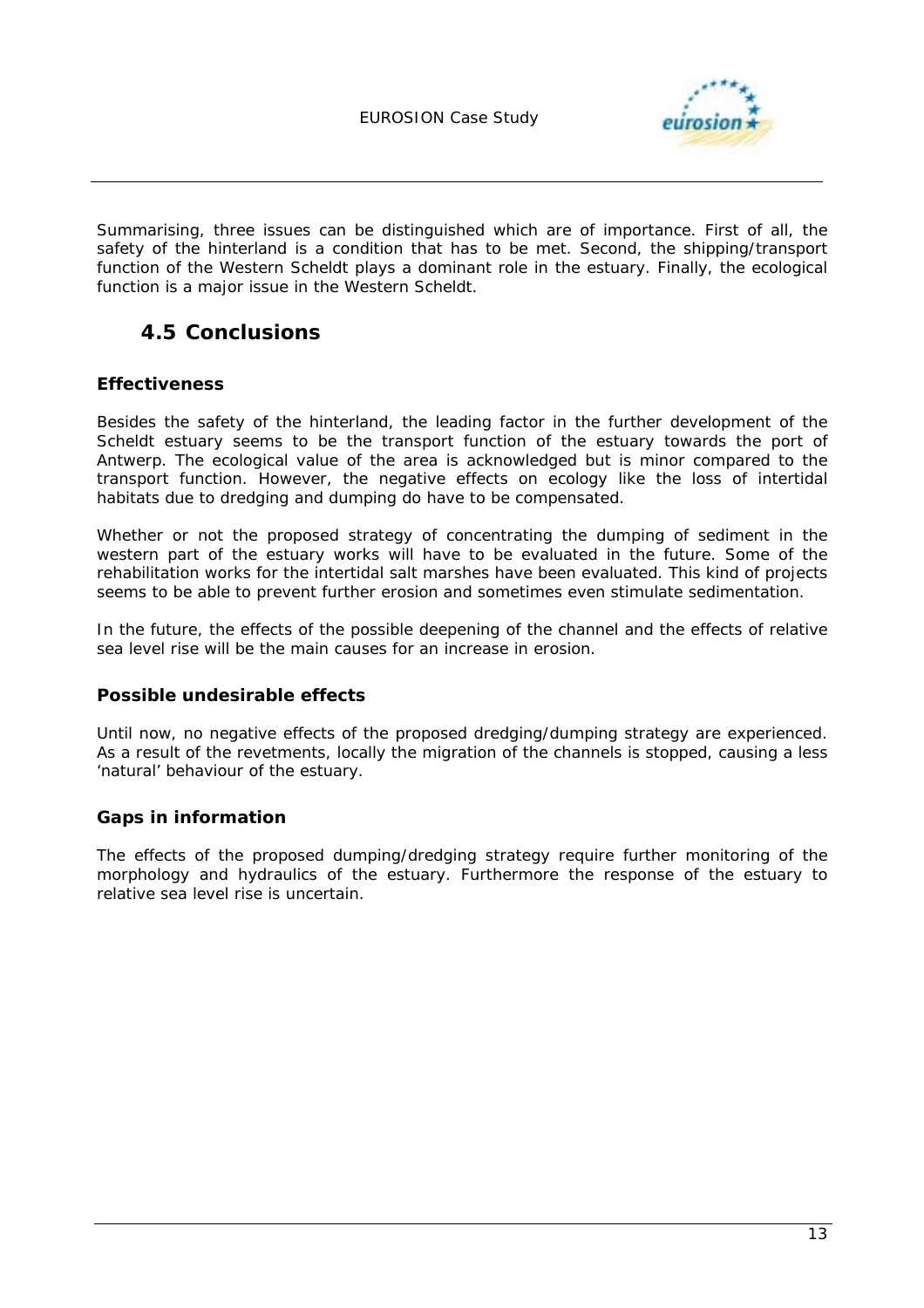Summarising, three issues can be distinguished which are of importance. First of all, the safety of the hinterland is a condition that has to be met. Second, the shipping/transport function of the Western Scheldt plays a dominant role in the estuary. Finally, the ecological function is a major issue in the Western Scheldt.

## 4.5 Conclusions

### Effectiveness

Besides the safety of the hinterland, the leading factor in the further development of the Scheldt estuary seems to be the transport function of the estuary towards the port of Antwerp. The ecological value of the area is acknowledged but is minor compared to the transport function. However, the negative effects on ecology like the loss of intertidal habitats due to dredging and dumping do have to be compensated.

Whether or not the proposed strategy of concentrating the dumping of sediment in the western part of the estuary works will have to be evaluated in the future. Some of the rehabilitation works for the intertidal salt marshes have been evaluated. This kind of projects seems to be able to prevent further erosion and sometimes even stimulate sedimentation.

In the future, the effects of the possible deepening of the channel and the effects of relative sea level rise will be the main causes for an increase in erosion.

### Possible undesirable effects

Until now, no negative effects of the proposed dredging/dumping strategy are experienced. As a result of the revetments, locally the migration of the channels is stopped, causing a less 'natural' behaviour of the estuary.

### Gaps in information

The effects of the proposed dumping/dredging strategy require further monitoring of the morphology and hydraulics of the estuary. Furthermore the response of the estuary to relative sea level rise is uncertain.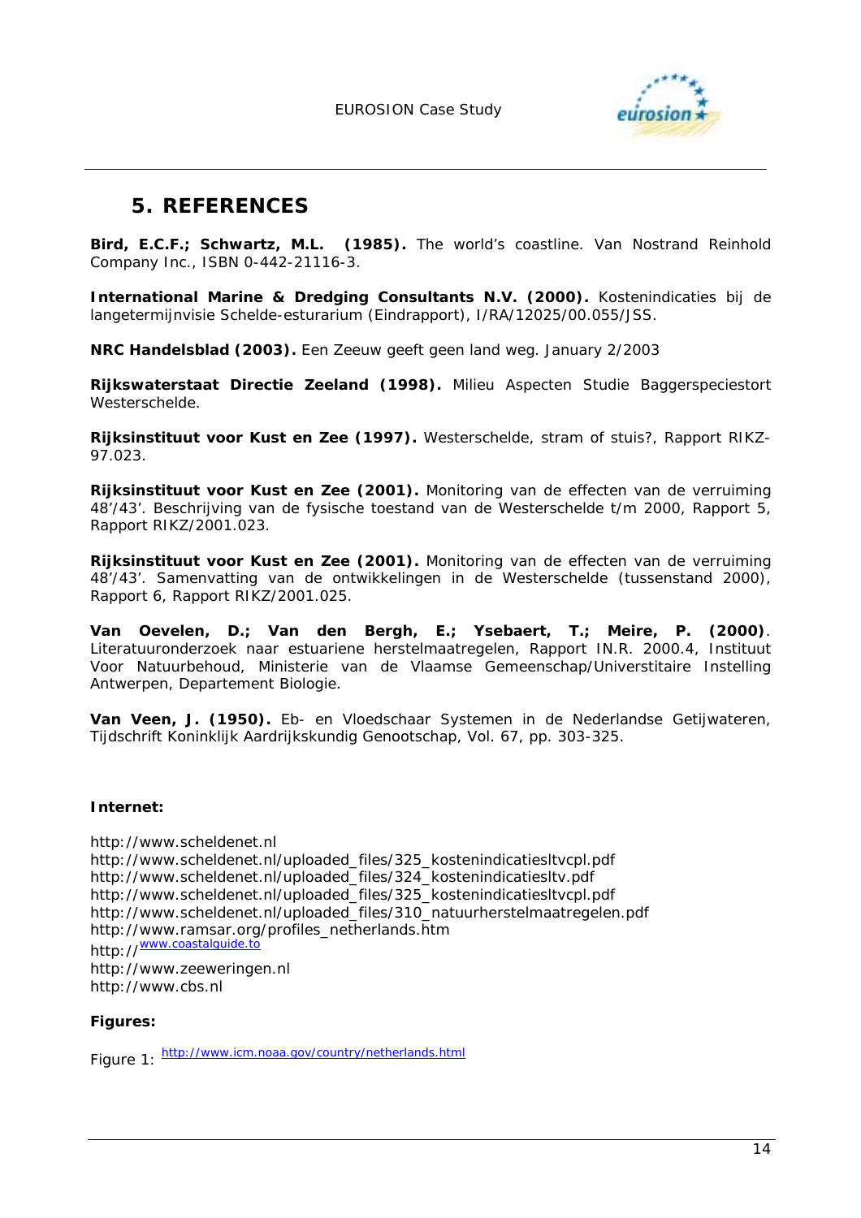# 5. REFERENCES

**Bird, E.C.F.; Schwartz, M.L. (1985).** The world's coastline. Van Nostrand Reinhold Company Inc., ISBN 0-442-21116-3.

**International Marine & Dredging Consultants N.V. (2000).** Kostenindicaties bij de langetermijnvisie Schelde-esturarium (Eindrapport), I/RA/12025/00.055/JSS.

**NRC Handelsblad (2003).** Een Zeeuw geeft geen land weg. January 2/2003

**Rijkswaterstaat Directie Zeeland (1998).** Milieu Aspecten Studie Baggerspeciestort Westerschelde.

**Rijksinstituut voor Kust en Zee (1997).** Westerschelde, stram of stuis?, Rapport RIKZ-97.023.

**Rijksinstituut voor Kust en Zee (2001).** Monitoring van de effecten van de verruiming 48'/43'. Beschrijving van de fysische toestand van de Westerschelde t/m 2000, Rapport 5, Rapport RIKZ/2001.023.

**Rijksinstituut voor Kust en Zee (2001).** Monitoring van de effecten van de verruiming 48'/43'. Samenvatting van de ontwikkelingen in de Westerschelde (tussenstand 2000), Rapport 6, Rapport RIKZ/2001.025.

**Van Oevelen, D.; Van den Bergh, E.; Ysebaert, T.; Meire, P. (2000)**. Literatuuronderzoek naar estuariene herstelmaatregelen, Rapport IN.R. 2000.4, Instituut Voor Natuurbehoud, Ministerie van de Vlaamse Gemeenschap/Universtitaire Instelling Antwerpen, Departement Biologie.

**Van Veen, J. (1950).** Eb- en Vloedschaar Systemen in de Nederlandse Getijwateren, Tijdschrift Koninklijk Aardrijkskundig Genootschap, Vol. 67, pp. 303-325.

**Internet:**

http://www.scheldenet.nl
http://www.scheldenet.nl/uploaded_files/325_kostenindicatiesltvcpl.pdf
http://www.scheldenet.nl/uploaded_files/324_kostenindicatiesltv.pdf
http://www.scheldenet.nl/uploaded_files/325_kostenindicatiesltvcpl.pdf
http://www.scheldenet.nl/uploaded_files/310_natuurherstelmaatregelen.pdf
http://www.ramsar.org/profiles_netherlands.htm
http://www.coastalguide.to
http://www.zeeweringen.nl
http://www.cbs.nl

**Figures:**

Figure 1: http://www.icm.noaa.gov/country/netherlands.html